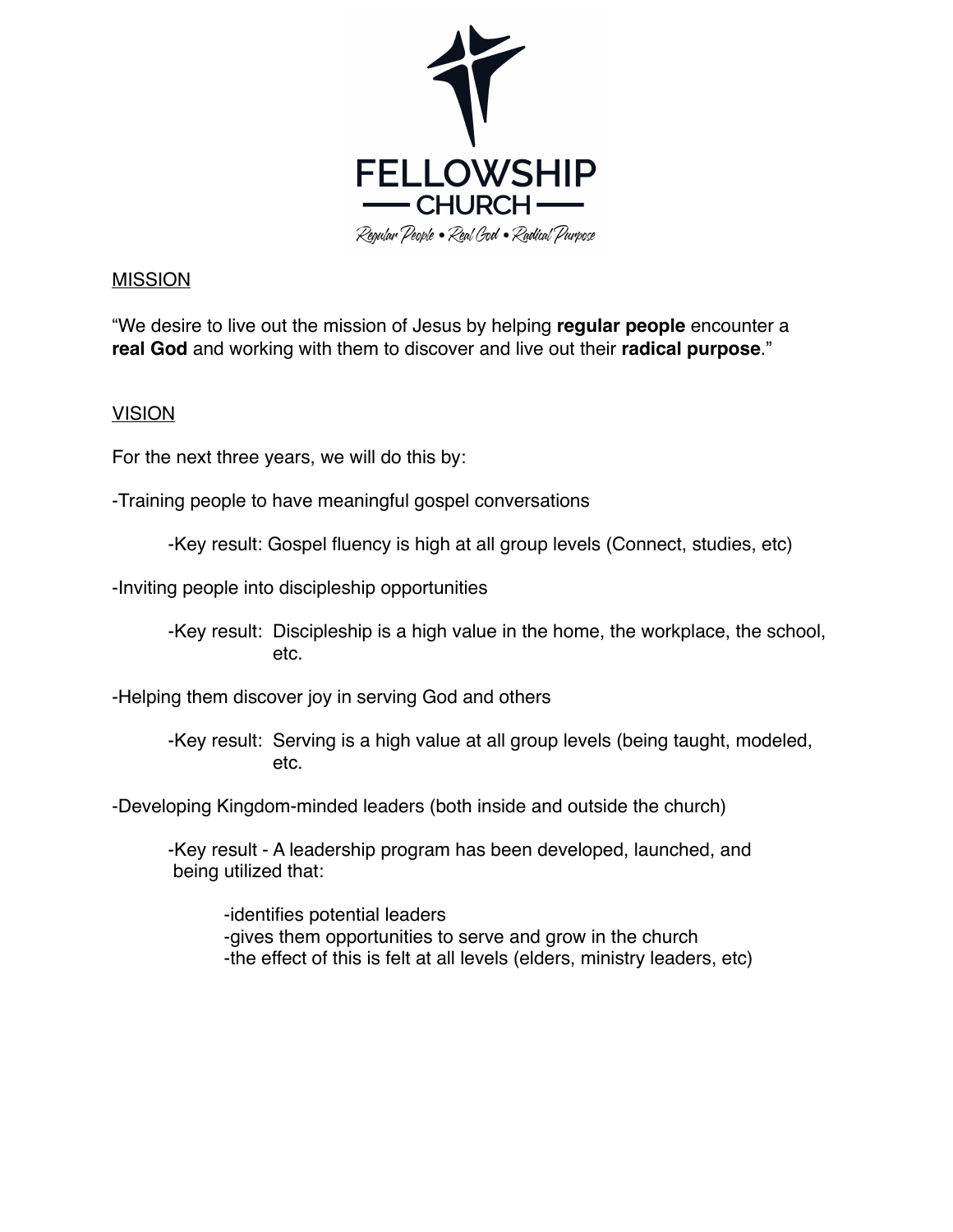FELLOWSHIP

— CHURCH —

*Regular People • Real God • Radical Purpose*

MISSION

"We desire to live out the mission of Jesus by helping **regular people** encounter a **real God** and working with them to discover and live out their **radical purpose**."

VISION

For the next three years, we will do this by:

-Training people to have meaningful gospel conversations

 -Key result: Gospel fluency is high at all group levels (Connect, studies, etc)

-Inviting people into discipleship opportunities

 -Key result: Discipleship is a high value in the home, the workplace, the school, etc.

-Helping them discover joy in serving God and others

 -Key result: Serving is a high value at all group levels (being taught, modeled, etc.

-Developing Kingdom-minded leaders (both inside and outside the church)

 -Key result - A leadership program has been developed, launched, and being utilized that:

  -identifies potential leaders
  -gives them opportunities to serve and grow in the church
  -the effect of this is felt at all levels (elders, ministry leaders, etc)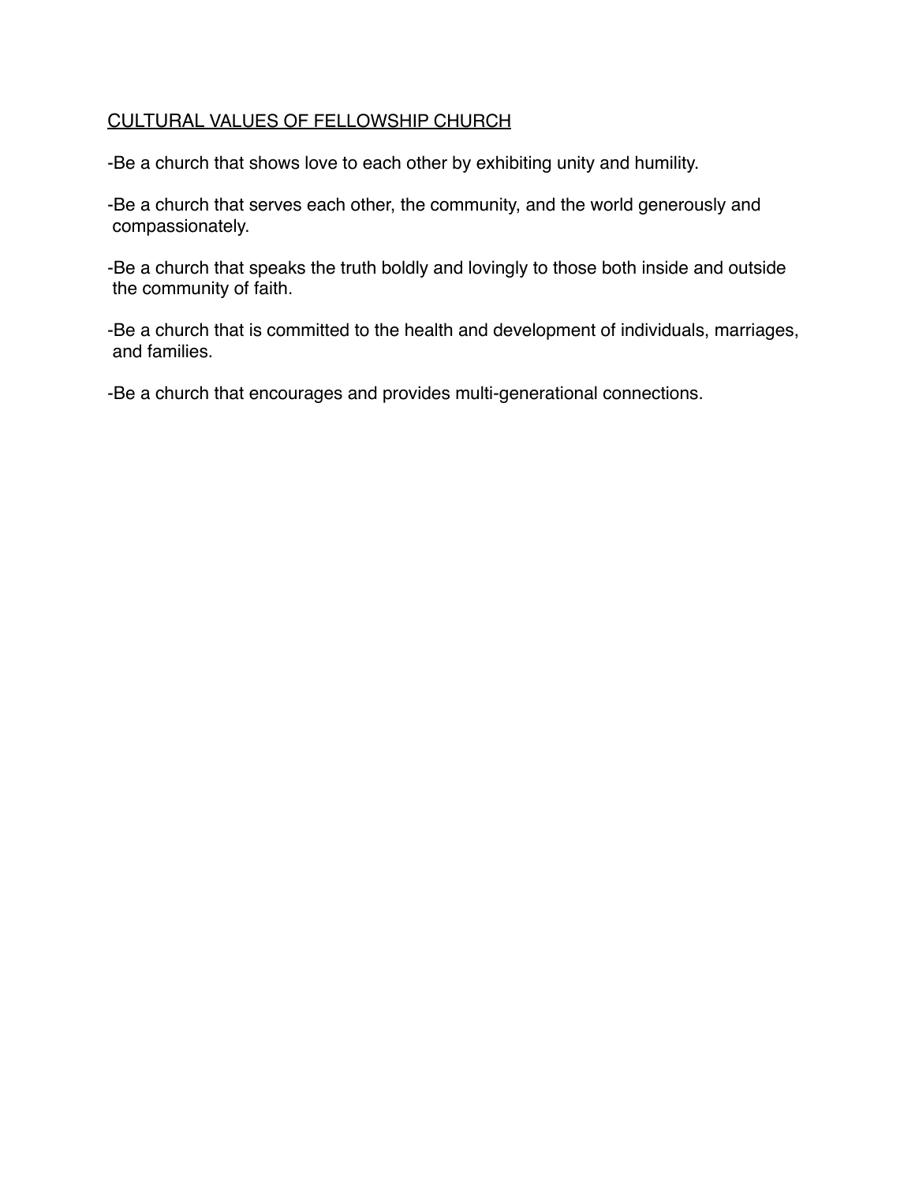<u>CULTURAL VALUES OF FELLOWSHIP CHURCH</u>

-Be a church that shows love to each other by exhibiting unity and humility.

-Be a church that serves each other, the community, and the world generously and compassionately.

-Be a church that speaks the truth boldly and lovingly to those both inside and outside the community of faith.

-Be a church that is committed to the health and development of individuals, marriages, and families.

-Be a church that encourages and provides multi-generational connections.